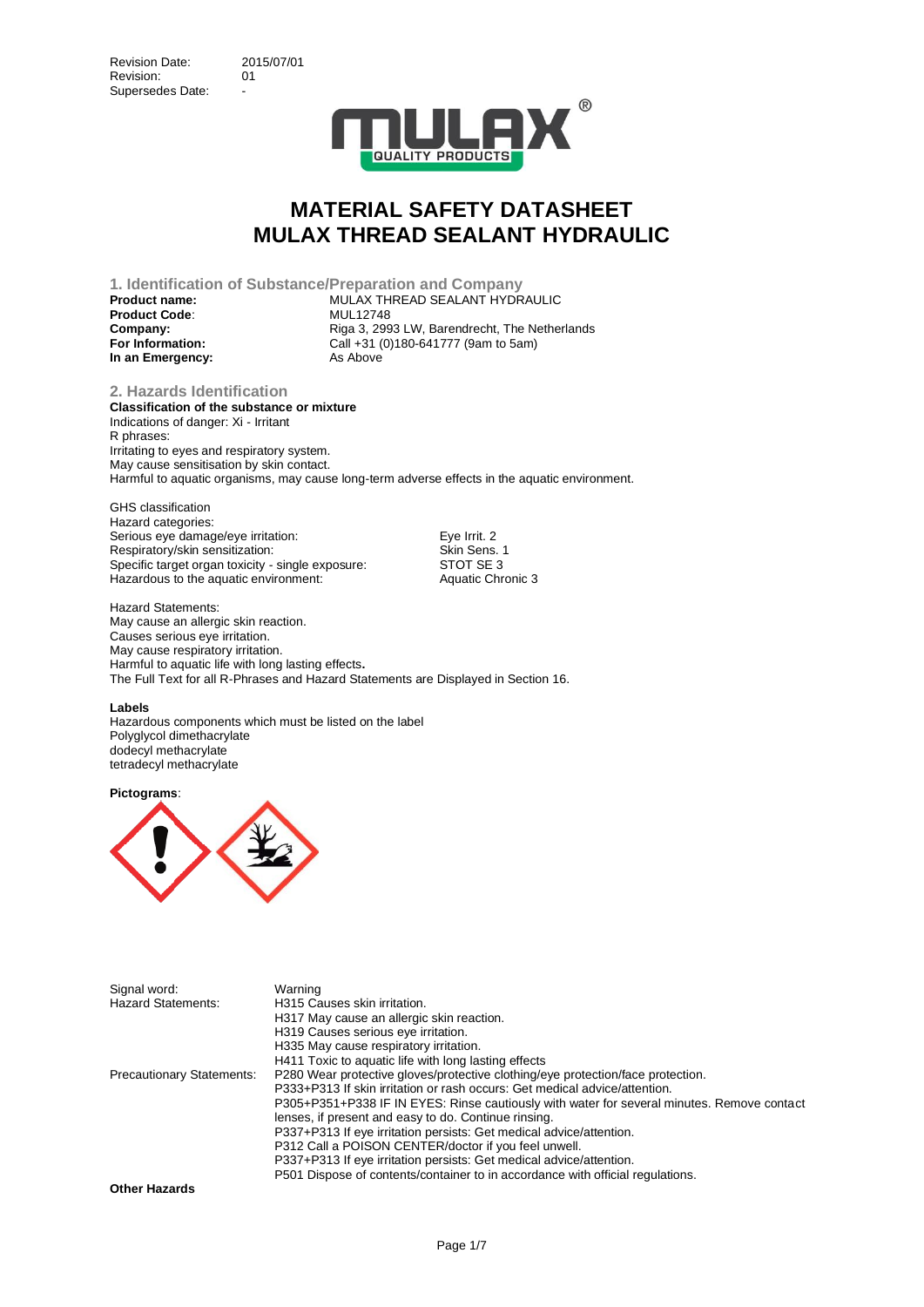| | |
|---|---|
| Revision Date: | 2015/07/01 |
| Revision: | 01 |
| Supersedes Date: | - |

# MATERIAL SAFETY DATASHEET
# MULAX THREAD SEALANT HYDRAULIC

## 1. Identification of Substance/Preparation and Company

| | |
|---|---|
| **Product name:** | MULAX THREAD SEALANT HYDRAULIC |
| **Product Code**: | MUL12748 |
| **Company:** | Riga 3, 2993 LW, Barendrecht, The Netherlands |
| **For Information:** | Call +31 (0)180-641777 (9am to 5am) |
| **In an Emergency:** | As Above |

## 2. Hazards Identification

**Classification of the substance or mixture**

Indications of danger: Xi - Irritant

R phrases:

Irritating to eyes and respiratory system.

May cause sensitisation by skin contact.

Harmful to aquatic organisms, may cause long-term adverse effects in the aquatic environment.

GHS classification

Hazard categories:

| | |
|---|---|
| Serious eye damage/eye irritation: | Eye Irrit. 2 |
| Respiratory/skin sensitization: | Skin Sens. 1 |
| Specific target organ toxicity - single exposure: | STOT SE 3 |
| Hazardous to the aquatic environment: | Aquatic Chronic 3 |

Hazard Statements:

May cause an allergic skin reaction.

Causes serious eye irritation.

May cause respiratory irritation.

Harmful to aquatic life with long lasting effects**.**

The Full Text for all R-Phrases and Hazard Statements are Displayed in Section 16.

**Labels**

Hazardous components which must be listed on the label

Polyglycol dimethacrylate

dodecyl methacrylate

tetradecyl methacrylate

**Pictograms**:

| | |
|---|---|
| Signal word: | Warning |
| Hazard Statements: | H315 Causes skin irritation.<br>H317 May cause an allergic skin reaction.<br>H319 Causes serious eye irritation.<br>H335 May cause respiratory irritation.<br>H411 Toxic to aquatic life with long lasting effects |
| Precautionary Statements: | P280 Wear protective gloves/protective clothing/eye protection/face protection.<br>P333+P313 If skin irritation or rash occurs: Get medical advice/attention.<br>P305+P351+P338 IF IN EYES: Rinse cautiously with water for several minutes. Remove contact lenses, if present and easy to do. Continue rinsing.<br>P337+P313 If eye irritation persists: Get medical advice/attention.<br>P312 Call a POISON CENTER/doctor if you feel unwell.<br>P337+P313 If eye irritation persists: Get medical advice/attention.<br>P501 Dispose of contents/container to in accordance with official regulations. |

**Other Hazards**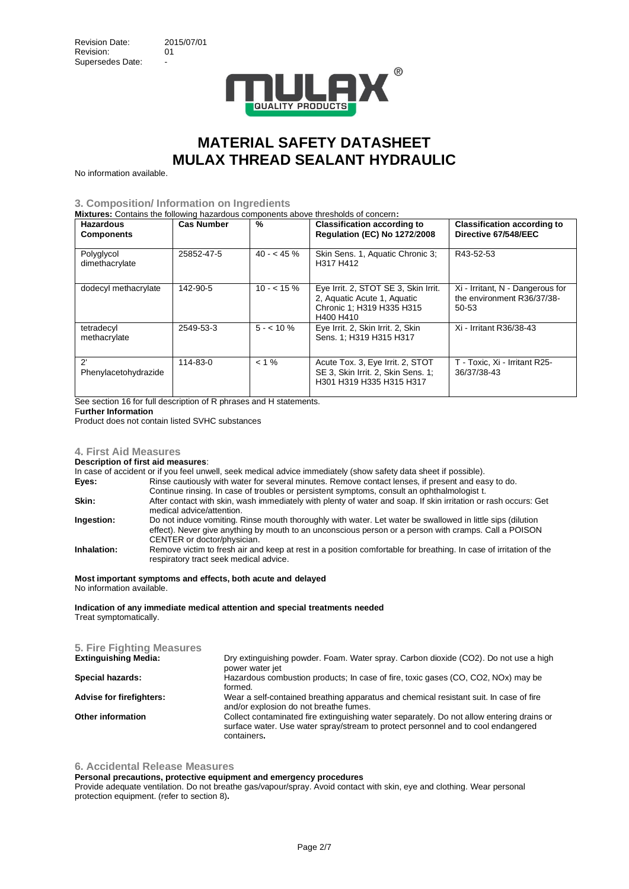Revision Date: 2015/07/01
Revision: 01
Supersedes Date: -

# MATERIAL SAFETY DATASHEET
# MULAX THREAD SEALANT HYDRAULIC

No information available.

## 3. Composition/ Information on Ingredients

**Mixtures:** Contains the following hazardous components above thresholds of concern**:**

| Hazardous Components | Cas Number | % | Classification according to Regulation (EC) No 1272/2008 | Classification according to Directive 67/548/EEC |
|---|---|---|---|---|
| Polyglycol dimethacrylate | 25852-47-5 | 40 - < 45 % | Skin Sens. 1, Aquatic Chronic 3; H317 H412 | R43-52-53 |
| dodecyl methacrylate | 142-90-5 | 10 - < 15 % | Eye Irrit. 2, STOT SE 3, Skin Irrit. 2, Aquatic Acute 1, Aquatic Chronic 1; H319 H335 H315 H400 H410 | Xi - Irritant, N - Dangerous for the environment R36/37/38-50-53 |
| tetradecyl methacrylate | 2549-53-3 | 5 - < 10 % | Eye Irrit. 2, Skin Irrit. 2, Skin Sens. 1; H319 H315 H317 | Xi - Irritant R36/38-43 |
| 2' Phenylacetohydrazide | 114-83-0 | < 1 % | Acute Tox. 3, Eye Irrit. 2, STOT SE 3, Skin Irrit. 2, Skin Sens. 1; H301 H319 H335 H315 H317 | T - Toxic, Xi - Irritant R25-36/37/38-43 |

See section 16 for full description of R phrases and H statements.

**Further Information**

Product does not contain listed SVHC substances

## 4. First Aid Measures

**Description of first aid measures**:

In case of accident or if you feel unwell, seek medical advice immediately (show safety data sheet if possible).

**Eyes:** Rinse cautiously with water for several minutes. Remove contact lenses, if present and easy to do. Continue rinsing. In case of troubles or persistent symptoms, consult an ophthalmologist t.

**Skin:** After contact with skin, wash immediately with plenty of water and soap. If skin irritation or rash occurs: Get medical advice/attention.

**Ingestion:** Do not induce vomiting. Rinse mouth thoroughly with water. Let water be swallowed in little sips (dilution effect). Never give anything by mouth to an unconscious person or a person with cramps. Call a POISON CENTER or doctor/physician.

**Inhalation:** Remove victim to fresh air and keep at rest in a position comfortable for breathing. In case of irritation of the respiratory tract seek medical advice.

**Most important symptoms and effects, both acute and delayed**

No information available.

**Indication of any immediate medical attention and special treatments needed**

Treat symptomatically.

## 5. Fire Fighting Measures

**Extinguishing Media:** Dry extinguishing powder. Foam. Water spray. Carbon dioxide ($CO_2$). Do not use a high power water jet

**Special hazards:** Hazardous combustion products; In case of fire, toxic gases (CO, $CO_2$, $NO_x$) may be formed.

**Advise for firefighters:** Wear a self-contained breathing apparatus and chemical resistant suit. In case of fire and/or explosion do not breathe fumes.

**Other information** Collect contaminated fire extinguishing water separately. Do not allow entering drains or surface water. Use water spray/stream to protect personnel and to cool endangered containers**.**

## 6. Accidental Release Measures

**Personal precautions, protective equipment and emergency procedures**

Provide adequate ventilation. Do not breathe gas/vapour/spray. Avoid contact with skin, eye and clothing. Wear personal protection equipment. (refer to section 8)**.**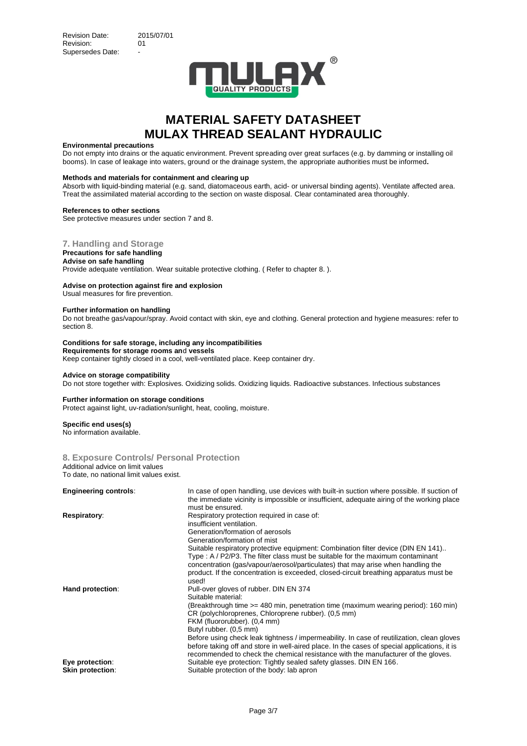Revision Date: 2015/07/01
Revision: 01
Supersedes Date: -

# MATERIAL SAFETY DATASHEET
# MULAX THREAD SEALANT HYDRAULIC

**Environmental precautions**
Do not empty into drains or the aquatic environment. Prevent spreading over great surfaces (e.g. by damming or installing oil booms). In case of leakage into waters, ground or the drainage system, the appropriate authorities must be informed**.**

**Methods and materials for containment and clearing up**
Absorb with liquid-binding material (e.g. sand, diatomaceous earth, acid- or universal binding agents). Ventilate affected area. Treat the assimilated material according to the section on waste disposal. Clear contaminated area thoroughly.

**References to other sections**
See protective measures under section 7 and 8.

## 7. Handling and Storage

**Precautions for safe handling**
**Advise on safe handling**
Provide adequate ventilation. Wear suitable protective clothing. ( Refer to chapter 8. ).

**Advise on protection against fire and explosion**
Usual measures for fire prevention.

**Further information on handling**
Do not breathe gas/vapour/spray. Avoid contact with skin, eye and clothing. General protection and hygiene measures: refer to section 8.

**Conditions for safe storage, including any incompatibilities**
**Requirements for storage rooms and vessels**
Keep container tightly closed in a cool, well-ventilated place. Keep container dry.

**Advice on storage compatibility**
Do not store together with: Explosives. Oxidizing solids. Oxidizing liquids. Radioactive substances. Infectious substances

**Further information on storage conditions**
Protect against light, uv-radiation/sunlight, heat, cooling, moisture.

**Specific end uses(s)**
No information available.

## 8. Exposure Controls/ Personal Protection

Additional advice on limit values
To date, no national limit values exist.

| | |
|---|---|
| **Engineering controls**: | In case of open handling, use devices with built-in suction where possible. If suction of the immediate vicinity is impossible or insufficient, adequate airing of the working place must be ensured. |
| **Respiratory**: | Respiratory protection required in case of:<br>insufficient ventilation.<br>Generation/formation of aerosols<br>Generation/formation of mist<br>Suitable respiratory protective equipment: Combination filter device (DIN EN 141)..<br>Type : A / P2/P3. The filter class must be suitable for the maximum contaminant concentration (gas/vapour/aerosol/particulates) that may arise when handling the product. If the concentration is exceeded, closed-circuit breathing apparatus must be used! |
| **Hand protection**: | Pull-over gloves of rubber. DIN EN 374<br>Suitable material:<br>(Breakthrough time >= 480 min, penetration time (maximum wearing period): 160 min)<br>CR (polychloroprenes, Chloroprene rubber). (0,5 mm)<br>FKM (fluororubber). (0,4 mm)<br>Butyl rubber. (0,5 mm)<br>Before using check leak tightness / impermeability. In case of reutilization, clean gloves before taking off and store in well-aired place. In the cases of special applications, it is recommended to check the chemical resistance with the manufacturer of the gloves. |
| **Eye protection**: | Suitable eye protection: Tightly sealed safety glasses. DIN EN 166. |
| **Skin protection**: | Suitable protection of the body: lab apron |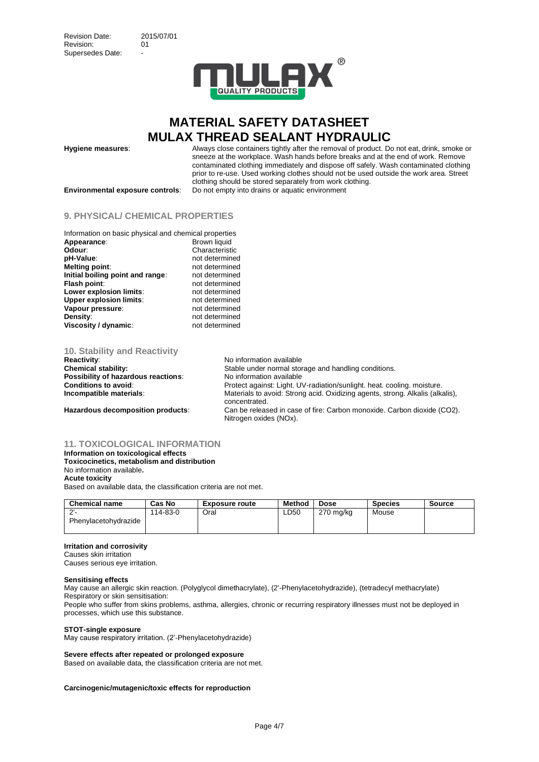# MATERIAL SAFETY DATASHEET
# MULAX THREAD SEALANT HYDRAULIC

**Hygiene measures**: Always close containers tightly after the removal of product. Do not eat, drink, smoke or sneeze at the workplace. Wash hands before breaks and at the end of work. Remove contaminated clothing immediately and dispose off safely. Wash contaminated clothing prior to re-use. Used working clothes should not be used outside the work area. Street clothing should be stored separately from work clothing.

**Environmental exposure controls**: Do not empty into drains or aquatic environment

## 9. PHYSICAL/ CHEMICAL PROPERTIES

Information on basic physical and chemical properties

**Appearance**: Brown liquid
**Odour**: Characteristic
**pH-Value**: not determined
**Melting point**: not determined
**Initial boiling point and range**: not determined
**Flash point**: not determined
**Lower explosion limits**: not determined
**Upper explosion limits**: not determined
**Vapour pressure**: not determined
**Density**: not determined
**Viscosity / dynamic**: not determined

## 10. Stability and Reactivity

**Reactivity**: No information available
**Chemical stability:** Stable under normal storage and handling conditions.
**Possibility of hazardous reactions**: No information available
**Conditions to avoid**: Protect against: Light. UV-radiation/sunlight. heat. cooling. moisture.
**Incompatible materials**: Materials to avoid: Strong acid. Oxidizing agents, strong. Alkalis (alkalis), concentrated.
**Hazardous decomposition products**: Can be released in case of fire: Carbon monoxide. Carbon dioxide ($CO_2$). Nitrogen oxides ($NO_x$).

## 11. TOXICOLOGICAL INFORMATION

**Information on toxicological effects**
**Toxicocinetics, metabolism and distribution**
No information available**.**
**Acute toxicity**
Based on available data, the classification criteria are not met.

| Chemical name | Cas No | Exposure route | Method | Dose | Species | Source |
|---|---|---|---|---|---|---|
| 2'-Phenylacetohydrazide | 114-83-0 | Oral | LD50 | 270 mg/kg | Mouse | |

**Irritation and corrosivity**
Causes skin irritation
Causes serious eye irritation.

**Sensitising effects**
May cause an allergic skin reaction. (Polyglycol dimethacrylate), (2'-Phenylacetohydrazide), (tetradecyl methacrylate)
Respiratory or skin sensitisation:
People who suffer from skins problems, asthma, allergies, chronic or recurring respiratory illnesses must not be deployed in processes, which use this substance.

**STOT-single exposure**
May cause respiratory irritation. (2'-Phenylacetohydrazide)

**Severe effects after repeated or prolonged exposure**
Based on available data, the classification criteria are not met.

**Carcinogenic/mutagenic/toxic effects for reproduction**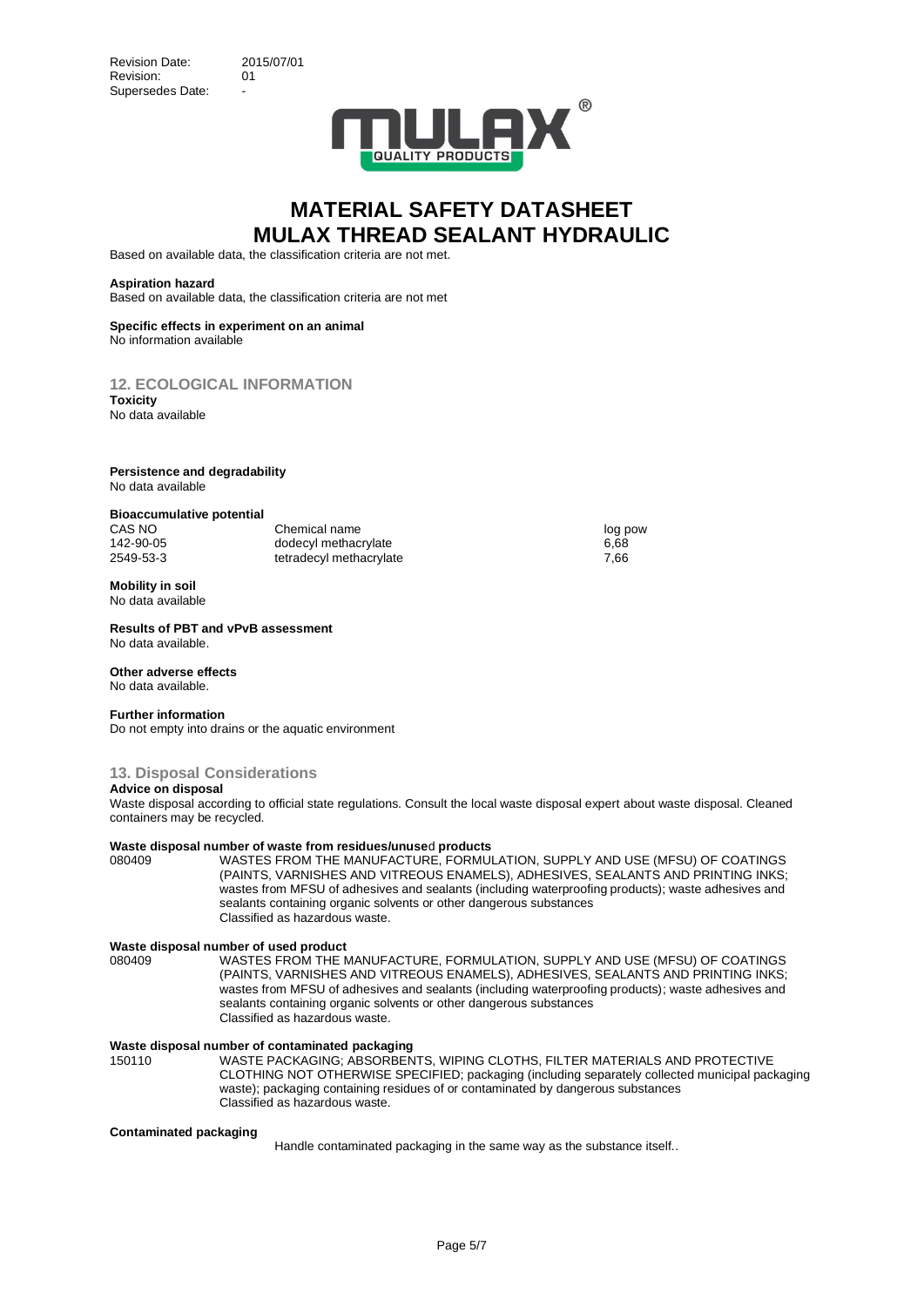Based on available data, the classification criteria are not met.

**Aspiration hazard**
Based on available data, the classification criteria are not met

**Specific effects in experiment on an animal**
No information available

## 12. ECOLOGICAL INFORMATION

**Toxicity**
No data available

**Persistence and degradability**
No data available

**Bioaccumulative potential**

| CAS NO | Chemical name | log pow |
|---|---|---|
| 142-90-05 | dodecyl methacrylate | 6,68 |
| 2549-53-3 | tetradecyl methacrylate | 7,66 |

**Mobility in soil**
No data available

**Results of PBT and vPvB assessment**
No data available.

**Other adverse effects**
No data available.

**Further information**
Do not empty into drains or the aquatic environment

## 13. Disposal Considerations

**Advice on disposal**
Waste disposal according to official state regulations. Consult the local waste disposal expert about waste disposal. Cleaned containers may be recycled.

**Waste disposal number of waste from residues/unused products**

080409 WASTES FROM THE MANUFACTURE, FORMULATION, SUPPLY AND USE (MFSU) OF COATINGS (PAINTS, VARNISHES AND VITREOUS ENAMELS), ADHESIVES, SEALANTS AND PRINTING INKS; wastes from MFSU of adhesives and sealants (including waterproofing products); waste adhesives and sealants containing organic solvents or other dangerous substances
Classified as hazardous waste.

**Waste disposal number of used product**

080409 WASTES FROM THE MANUFACTURE, FORMULATION, SUPPLY AND USE (MFSU) OF COATINGS (PAINTS, VARNISHES AND VITREOUS ENAMELS), ADHESIVES, SEALANTS AND PRINTING INKS; wastes from MFSU of adhesives and sealants (including waterproofing products); waste adhesives and sealants containing organic solvents or other dangerous substances
Classified as hazardous waste.

**Waste disposal number of contaminated packaging**

150110 WASTE PACKAGING; ABSORBENTS, WIPING CLOTHS, FILTER MATERIALS AND PROTECTIVE CLOTHING NOT OTHERWISE SPECIFIED; packaging (including separately collected municipal packaging waste); packaging containing residues of or contaminated by dangerous substances
Classified as hazardous waste.

**Contaminated packaging**

Handle contaminated packaging in the same way as the substance itself..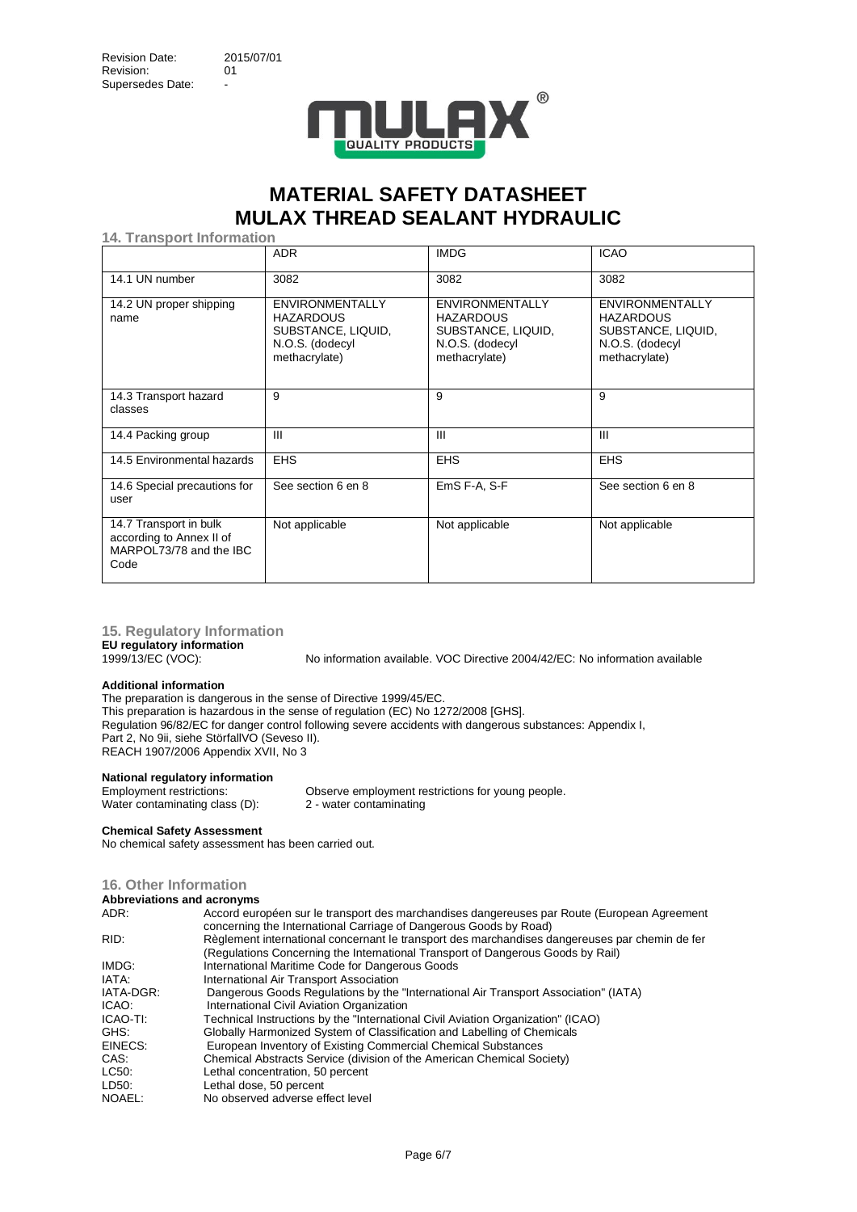Revision Date: 2015/07/01
Revision: 01
Supersedes Date: -

# MATERIAL SAFETY DATASHEET
# MULAX THREAD SEALANT HYDRAULIC

## 14. Transport Information

| | ADR | IMDG | ICAO |
|---|---|---|---|
| 14.1 UN number | 3082 | 3082 | 3082 |
| 14.2 UN proper shipping name | ENVIRONMENTALLY HAZARDOUS SUBSTANCE, LIQUID, N.O.S. (dodecyl methacrylate) | ENVIRONMENTALLY HAZARDOUS SUBSTANCE, LIQUID, N.O.S. (dodecyl methacrylate) | ENVIRONMENTALLY HAZARDOUS SUBSTANCE, LIQUID, N.O.S. (dodecyl methacrylate) |
| 14.3 Transport hazard classes | 9 | 9 | 9 |
| 14.4 Packing group | III | III | III |
| 14.5 Environmental hazards | EHS | EHS | EHS |
| 14.6 Special precautions for user | See section 6 en 8 | EmS F-A, S-F | See section 6 en 8 |
| 14.7 Transport in bulk according to Annex II of MARPOL73/78 and the IBC Code | Not applicable | Not applicable | Not applicable |

## 15. Regulatory Information

**EU regulatory information**

1999/13/EC (VOC): No information available. VOC Directive 2004/42/EC: No information available

**Additional information**

The preparation is dangerous in the sense of Directive 1999/45/EC.
This preparation is hazardous in the sense of regulation (EC) No 1272/2008 [GHS].
Regulation 96/82/EC for danger control following severe accidents with dangerous substances: Appendix I, Part 2, No 9ii, siehe StörfallVO (Seveso II).
REACH 1907/2006 Appendix XVII, No 3

**National regulatory information**

Employment restrictions: Observe employment restrictions for young people.
Water contaminating class (D): 2 - water contaminating

**Chemical Safety Assessment**

No chemical safety assessment has been carried out.

## 16. Other Information

**Abbreviations and acronyms**

- ADR: Accord européen sur le transport des marchandises dangereuses par Route (European Agreement concerning the International Carriage of Dangerous Goods by Road)
- RID: Règlement international concernant le transport des marchandises dangereuses par chemin de fer (Regulations Concerning the International Transport of Dangerous Goods by Rail)
- IMDG: International Maritime Code for Dangerous Goods
- IATA: International Air Transport Association
- IATA-DGR: Dangerous Goods Regulations by the "International Air Transport Association" (IATA)
- ICAO: International Civil Aviation Organization
- ICAO-TI: Technical Instructions by the "International Civil Aviation Organization" (ICAO)
- GHS: Globally Harmonized System of Classification and Labelling of Chemicals
- EINECS: European Inventory of Existing Commercial Chemical Substances
- CAS: Chemical Abstracts Service (division of the American Chemical Society)
- LC50: Lethal concentration, 50 percent
- LD50: Lethal dose, 50 percent
- NOAEL: No observed adverse effect level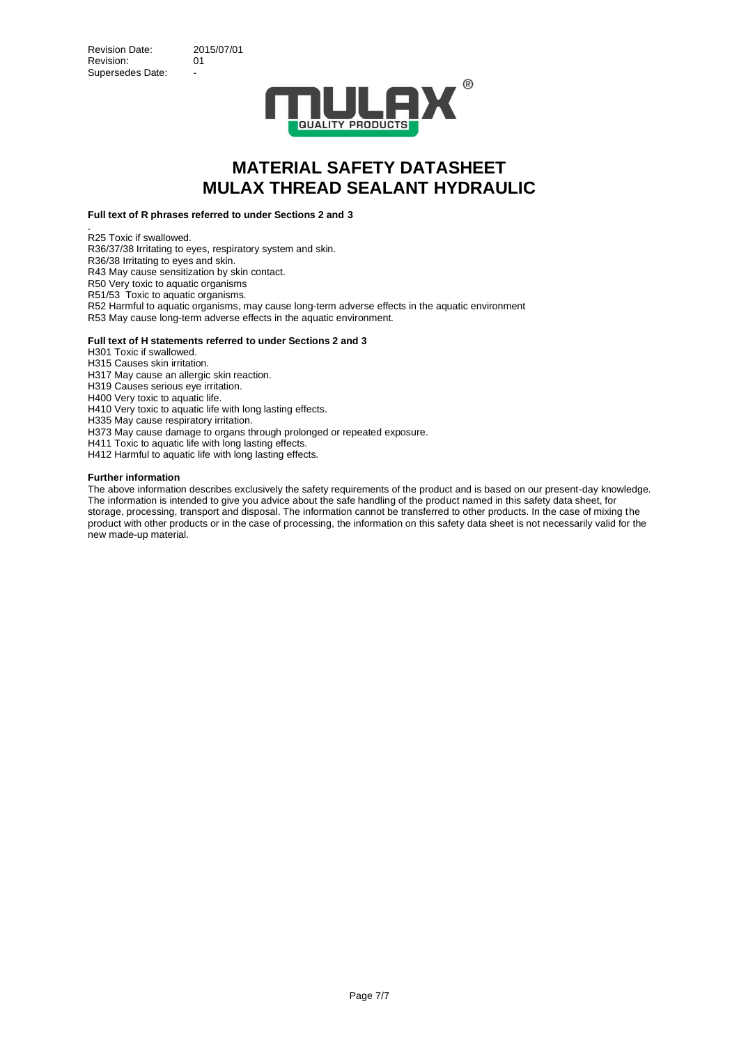Revision Date: 2015/07/01
Revision: 01
Supersedes Date: -

# MATERIAL SAFETY DATASHEET
# MULAX THREAD SEALANT HYDRAULIC

**Full text of R phrases referred to under Sections 2 and 3**

.
R25 Toxic if swallowed.
R36/37/38 Irritating to eyes, respiratory system and skin.
R36/38 Irritating to eyes and skin.
R43 May cause sensitization by skin contact.
R50 Very toxic to aquatic organisms
R51/53 Toxic to aquatic organisms.
R52 Harmful to aquatic organisms, may cause long-term adverse effects in the aquatic environment
R53 May cause long-term adverse effects in the aquatic environment.

**Full text of H statements referred to under Sections 2 and 3**

H301 Toxic if swallowed.
H315 Causes skin irritation.
H317 May cause an allergic skin reaction.
H319 Causes serious eye irritation.
H400 Very toxic to aquatic life.
H410 Very toxic to aquatic life with long lasting effects.
H335 May cause respiratory irritation.
H373 May cause damage to organs through prolonged or repeated exposure.
H411 Toxic to aquatic life with long lasting effects.
H412 Harmful to aquatic life with long lasting effects.

**Further information**

The above information describes exclusively the safety requirements of the product and is based on our present-day knowledge. The information is intended to give you advice about the safe handling of the product named in this safety data sheet, for storage, processing, transport and disposal. The information cannot be transferred to other products. In the case of mixing the product with other products or in the case of processing, the information on this safety data sheet is not necessarily valid for the new made-up material.